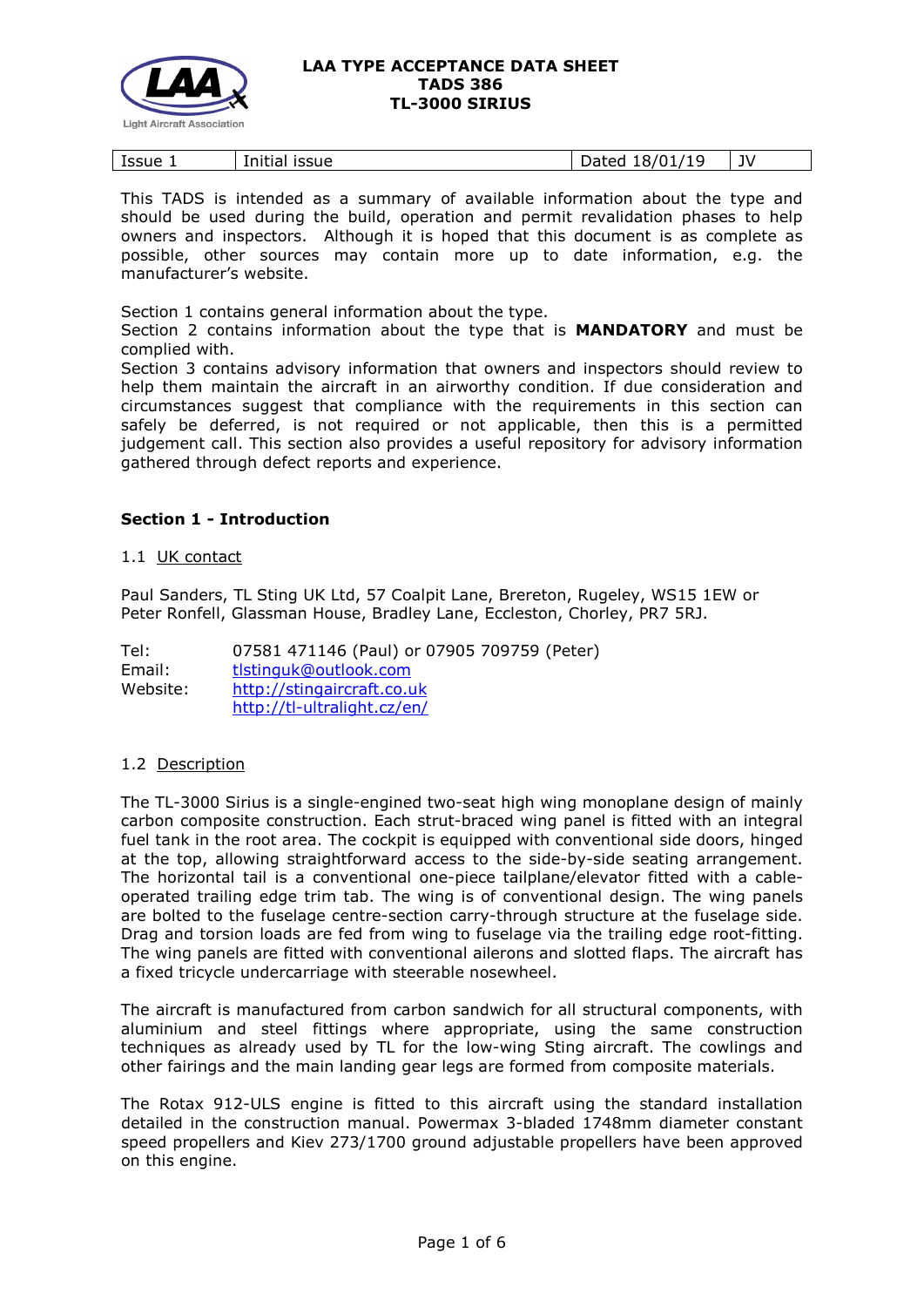# LAA TYPE ACCEPTANCE DATA SHEET
# TADS 386
# TL-3000 SIRIUS

| Issue 1 | Initial issue | Dated 18/01/19 | JV |
|---|---|---|---|

This TADS is intended as a summary of available information about the type and should be used during the build, operation and permit revalidation phases to help owners and inspectors. Although it is hoped that this document is as complete as possible, other sources may contain more up to date information, e.g. the manufacturer's website.

Section 1 contains general information about the type.
Section 2 contains information about the type that is **MANDATORY** and must be complied with.
Section 3 contains advisory information that owners and inspectors should review to help them maintain the aircraft in an airworthy condition. If due consideration and circumstances suggest that compliance with the requirements in this section can safely be deferred, is not required or not applicable, then this is a permitted judgement call. This section also provides a useful repository for advisory information gathered through defect reports and experience.

## Section 1 - Introduction

### 1.1 UK contact

Paul Sanders, TL Sting UK Ltd, 57 Coalpit Lane, Brereton, Rugeley, WS15 1EW or Peter Ronfell, Glassman House, Bradley Lane, Eccleston, Chorley, PR7 5RJ.

| | |
|---|---|
| Tel: | 07581 471146 (Paul) or 07905 709759 (Peter) |
| Email: | tlstinguk@outlook.com |
| Website: | http://stingaircraft.co.uk<br>http://tl-ultralight.cz/en/ |

### 1.2 Description

The TL-3000 Sirius is a single-engined two-seat high wing monoplane design of mainly carbon composite construction. Each strut-braced wing panel is fitted with an integral fuel tank in the root area. The cockpit is equipped with conventional side doors, hinged at the top, allowing straightforward access to the side-by-side seating arrangement. The horizontal tail is a conventional one-piece tailplane/elevator fitted with a cable-operated trailing edge trim tab. The wing is of conventional design. The wing panels are bolted to the fuselage centre-section carry-through structure at the fuselage side. Drag and torsion loads are fed from wing to fuselage via the trailing edge root-fitting. The wing panels are fitted with conventional ailerons and slotted flaps. The aircraft has a fixed tricycle undercarriage with steerable nosewheel.

The aircraft is manufactured from carbon sandwich for all structural components, with aluminium and steel fittings where appropriate, using the same construction techniques as already used by TL for the low-wing Sting aircraft. The cowlings and other fairings and the main landing gear legs are formed from composite materials.

The Rotax 912-ULS engine is fitted to this aircraft using the standard installation detailed in the construction manual. Powermax 3-bladed 1748mm diameter constant speed propellers and Kiev 273/1700 ground adjustable propellers have been approved on this engine.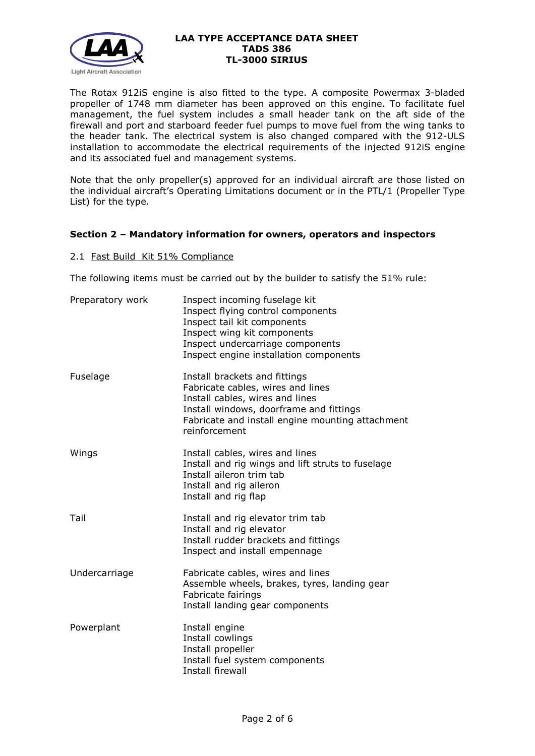The Rotax 912iS engine is also fitted to the type. A composite Powermax 3-bladed propeller of 1748 mm diameter has been approved on this engine. To facilitate fuel management, the fuel system includes a small header tank on the aft side of the firewall and port and starboard feeder fuel pumps to move fuel from the wing tanks to the header tank. The electrical system is also changed compared with the 912-ULS installation to accommodate the electrical requirements of the injected 912iS engine and its associated fuel and management systems.

Note that the only propeller(s) approved for an individual aircraft are those listed on the individual aircraft's Operating Limitations document or in the PTL/1 (Propeller Type List) for the type.

## Section 2 – Mandatory information for owners, operators and inspectors

### 2.1 Fast Build Kit 51% Compliance

The following items must be carried out by the builder to satisfy the 51% rule:

| | |
|---|---|
| Preparatory work | Inspect incoming fuselage kit<br>Inspect flying control components<br>Inspect tail kit components<br>Inspect wing kit components<br>Inspect undercarriage components<br>Inspect engine installation components |
| Fuselage | Install brackets and fittings<br>Fabricate cables, wires and lines<br>Install cables, wires and lines<br>Install windows, doorframe and fittings<br>Fabricate and install engine mounting attachment reinforcement |
| Wings | Install cables, wires and lines<br>Install and rig wings and lift struts to fuselage<br>Install aileron trim tab<br>Install and rig aileron<br>Install and rig flap |
| Tail | Install and rig elevator trim tab<br>Install and rig elevator<br>Install rudder brackets and fittings<br>Inspect and install empennage |
| Undercarriage | Fabricate cables, wires and lines<br>Assemble wheels, brakes, tyres, landing gear<br>Fabricate fairings<br>Install landing gear components |
| Powerplant | Install engine<br>Install cowlings<br>Install propeller<br>Install fuel system components<br>Install firewall |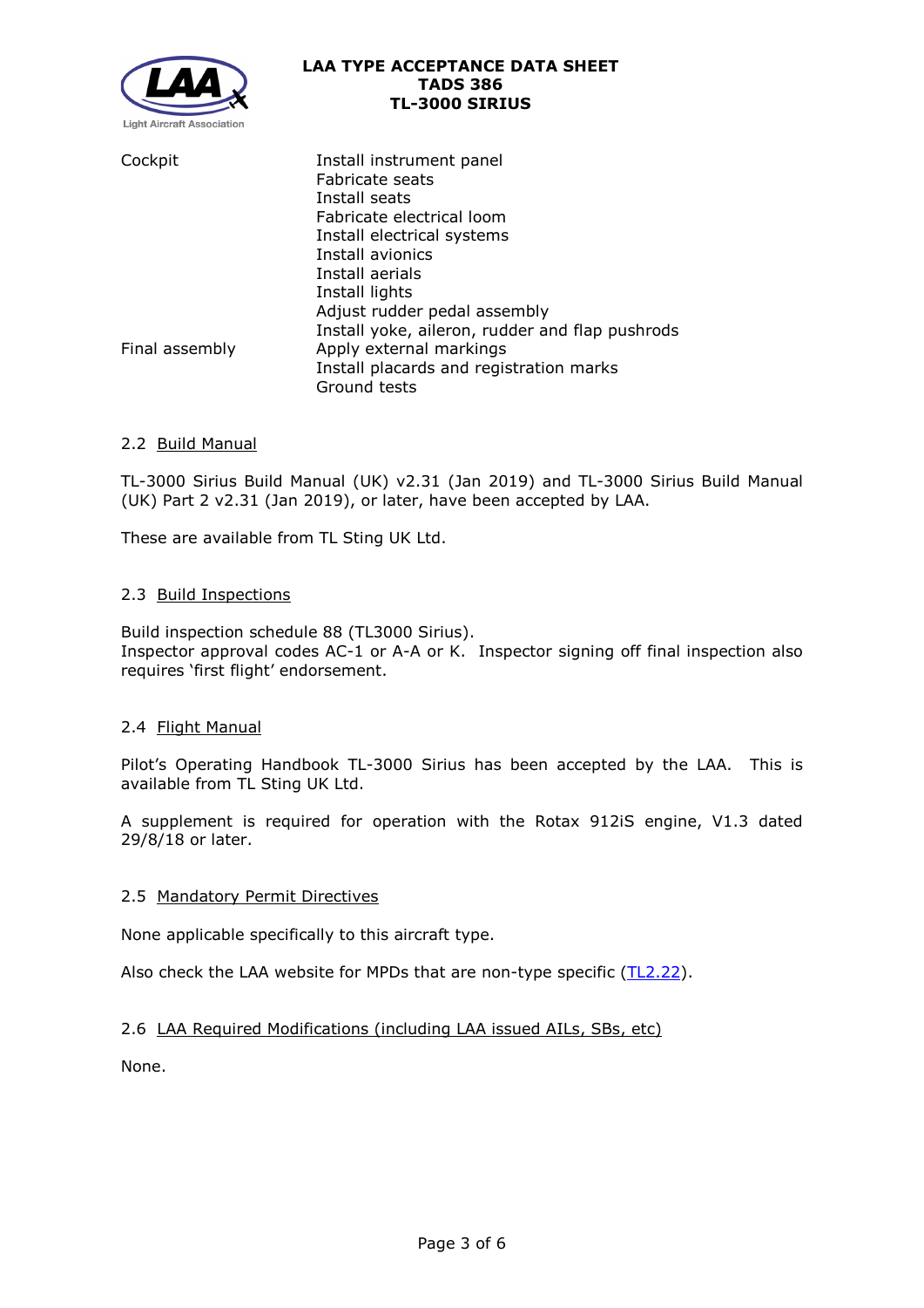| | |
|---|---|
| Cockpit | Install instrument panel<br>Fabricate seats<br>Install seats<br>Fabricate electrical loom<br>Install electrical systems<br>Install avionics<br>Install aerials<br>Install lights<br>Adjust rudder pedal assembly<br>Install yoke, aileron, rudder and flap pushrods |
| Final assembly | Apply external markings<br>Install placards and registration marks<br>Ground tests |

### 2.2 Build Manual

TL-3000 Sirius Build Manual (UK) v2.31 (Jan 2019) and TL-3000 Sirius Build Manual (UK) Part 2 v2.31 (Jan 2019), or later, have been accepted by LAA.

These are available from TL Sting UK Ltd.

### 2.3 Build Inspections

Build inspection schedule 88 (TL3000 Sirius).
Inspector approval codes AC-1 or A-A or K. Inspector signing off final inspection also requires 'first flight' endorsement.

### 2.4 Flight Manual

Pilot's Operating Handbook TL-3000 Sirius has been accepted by the LAA. This is available from TL Sting UK Ltd.

A supplement is required for operation with the Rotax 912iS engine, V1.3 dated 29/8/18 or later.

### 2.5 Mandatory Permit Directives

None applicable specifically to this aircraft type.

Also check the LAA website for MPDs that are non-type specific (TL2.22).

### 2.6 LAA Required Modifications (including LAA issued AILs, SBs, etc)

None.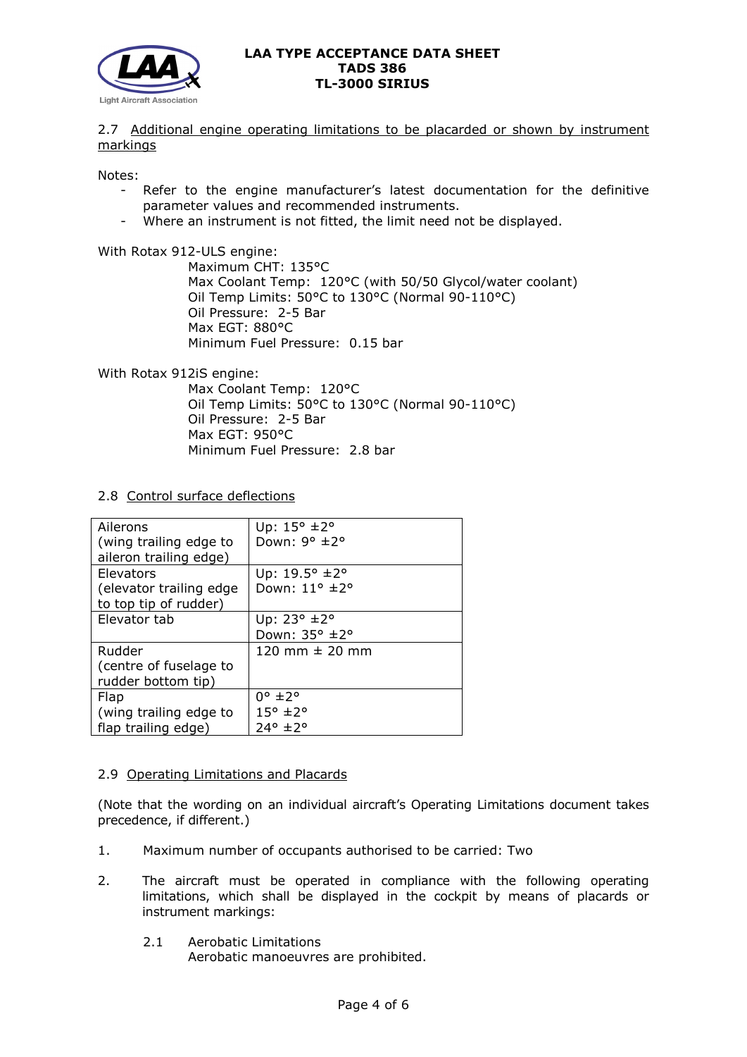### 2.7 Additional engine operating limitations to be placarded or shown by instrument markings

Notes:

- Refer to the engine manufacturer's latest documentation for the definitive parameter values and recommended instruments.
- Where an instrument is not fitted, the limit need not be displayed.

With Rotax 912-ULS engine:

Maximum CHT: 135°C
Max Coolant Temp: 120°C (with 50/50 Glycol/water coolant)
Oil Temp Limits: 50°C to 130°C (Normal 90-110°C)
Oil Pressure: 2-5 Bar
Max EGT: 880°C
Minimum Fuel Pressure: 0.15 bar

With Rotax 912iS engine:

Max Coolant Temp: 120°C
Oil Temp Limits: 50°C to 130°C (Normal 90-110°C)
Oil Pressure: 2-5 Bar
Max EGT: 950°C
Minimum Fuel Pressure: 2.8 bar

### 2.8 Control surface deflections

| | |
|---|---|
| Ailerons (wing trailing edge to aileron trailing edge) | Up: 15° ±2°<br>Down: 9° ±2° |
| Elevators (elevator trailing edge to top tip of rudder) | Up: 19.5° ±2°<br>Down: 11° ±2° |
| Elevator tab | Up: 23° ±2°<br>Down: 35° ±2° |
| Rudder (centre of fuselage to rudder bottom tip) | 120 mm ± 20 mm |
| Flap (wing trailing edge to flap trailing edge) | 0° ±2°<br>15° ±2°<br>24° ±2° |

### 2.9 Operating Limitations and Placards

(Note that the wording on an individual aircraft's Operating Limitations document takes precedence, if different.)

1. Maximum number of occupants authorised to be carried: Two

2. The aircraft must be operated in compliance with the following operating limitations, which shall be displayed in the cockpit by means of placards or instrument markings:

   2.1 Aerobatic Limitations
   Aerobatic manoeuvres are prohibited.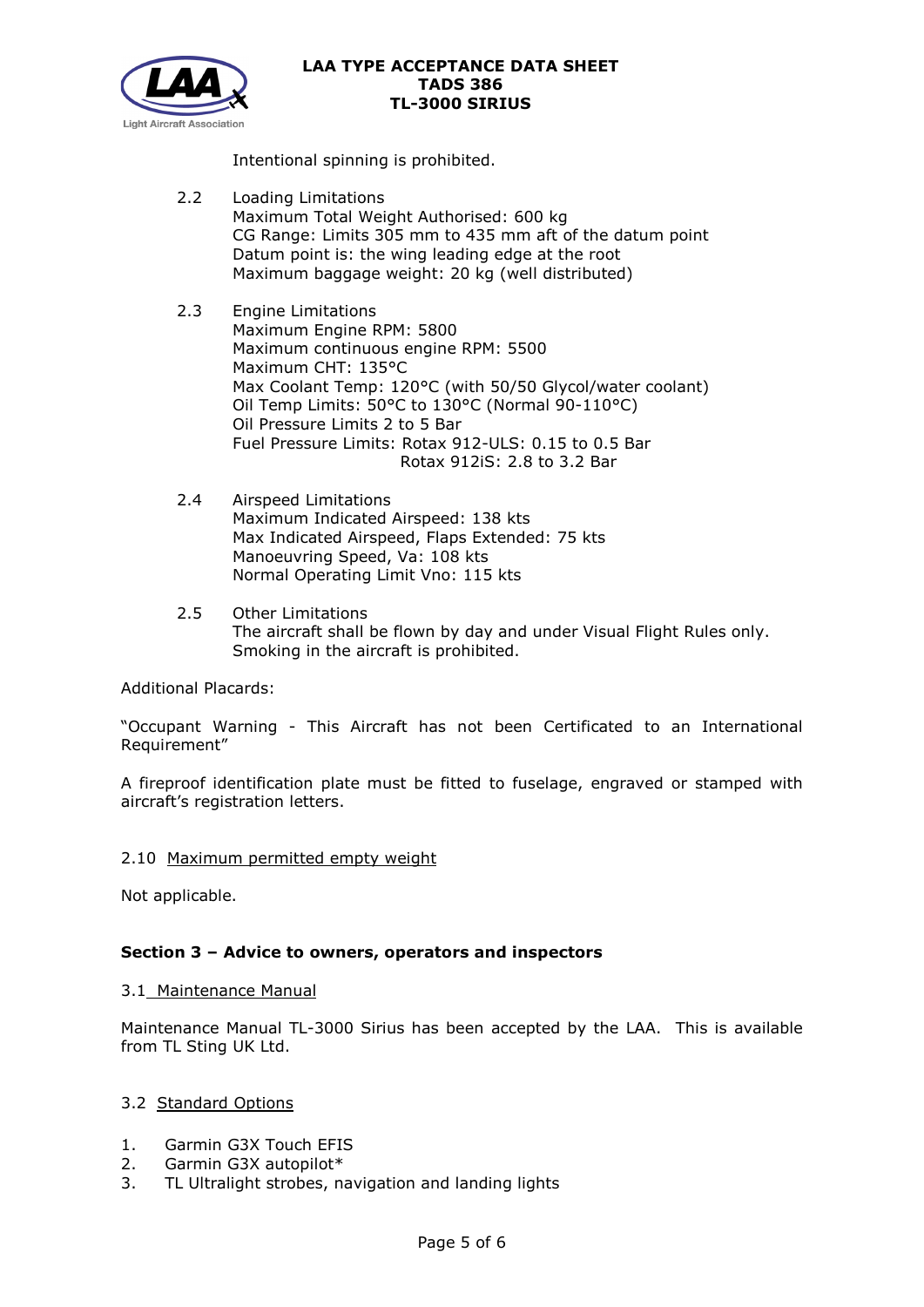Intentional spinning is prohibited.

2.2 Loading Limitations
Maximum Total Weight Authorised: 600 kg
CG Range: Limits 305 mm to 435 mm aft of the datum point
Datum point is: the wing leading edge at the root
Maximum baggage weight: 20 kg (well distributed)

2.3 Engine Limitations
Maximum Engine RPM: 5800
Maximum continuous engine RPM: 5500
Maximum CHT: 135°C
Max Coolant Temp: 120°C (with 50/50 Glycol/water coolant)
Oil Temp Limits: 50°C to 130°C (Normal 90-110°C)
Oil Pressure Limits 2 to 5 Bar
Fuel Pressure Limits: Rotax 912-ULS: 0.15 to 0.5 Bar
Rotax 912iS: 2.8 to 3.2 Bar

2.4 Airspeed Limitations
Maximum Indicated Airspeed: 138 kts
Max Indicated Airspeed, Flaps Extended: 75 kts
Manoeuvring Speed, Va: 108 kts
Normal Operating Limit Vno: 115 kts

2.5 Other Limitations
The aircraft shall be flown by day and under Visual Flight Rules only.
Smoking in the aircraft is prohibited.

Additional Placards:

"Occupant Warning - This Aircraft has not been Certificated to an International Requirement"

A fireproof identification plate must be fitted to fuselage, engraved or stamped with aircraft's registration letters.

2.10 Maximum permitted empty weight

Not applicable.

**Section 3 – Advice to owners, operators and inspectors**

3.1 Maintenance Manual

Maintenance Manual TL-3000 Sirius has been accepted by the LAA. This is available from TL Sting UK Ltd.

3.2 Standard Options

1. Garmin G3X Touch EFIS
2. Garmin G3X autopilot*
3. TL Ultralight strobes, navigation and landing lights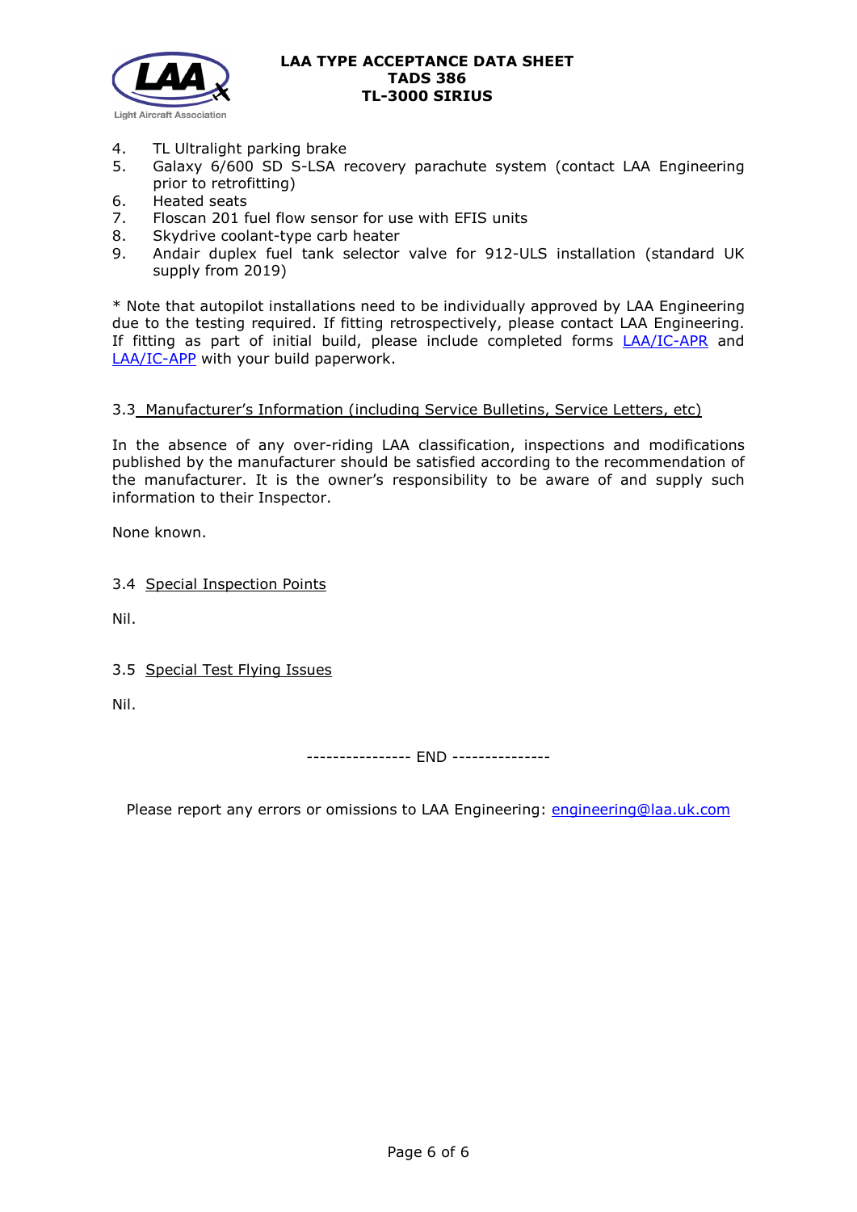4. TL Ultralight parking brake
5. Galaxy 6/600 SD S-LSA recovery parachute system (contact LAA Engineering prior to retrofitting)
6. Heated seats
7. Floscan 201 fuel flow sensor for use with EFIS units
8. Skydrive coolant-type carb heater
9. Andair duplex fuel tank selector valve for 912-ULS installation (standard UK supply from 2019)

* Note that autopilot installations need to be individually approved by LAA Engineering due to the testing required. If fitting retrospectively, please contact LAA Engineering. If fitting as part of initial build, please include completed forms LAA/IC-APR and LAA/IC-APP with your build paperwork.

### 3.3 Manufacturer's Information (including Service Bulletins, Service Letters, etc)

In the absence of any over-riding LAA classification, inspections and modifications published by the manufacturer should be satisfied according to the recommendation of the manufacturer. It is the owner's responsibility to be aware of and supply such information to their Inspector.

None known.

### 3.4 Special Inspection Points

Nil.

### 3.5 Special Test Flying Issues

Nil.

---------------- END ---------------

Please report any errors or omissions to LAA Engineering: engineering@laa.uk.com